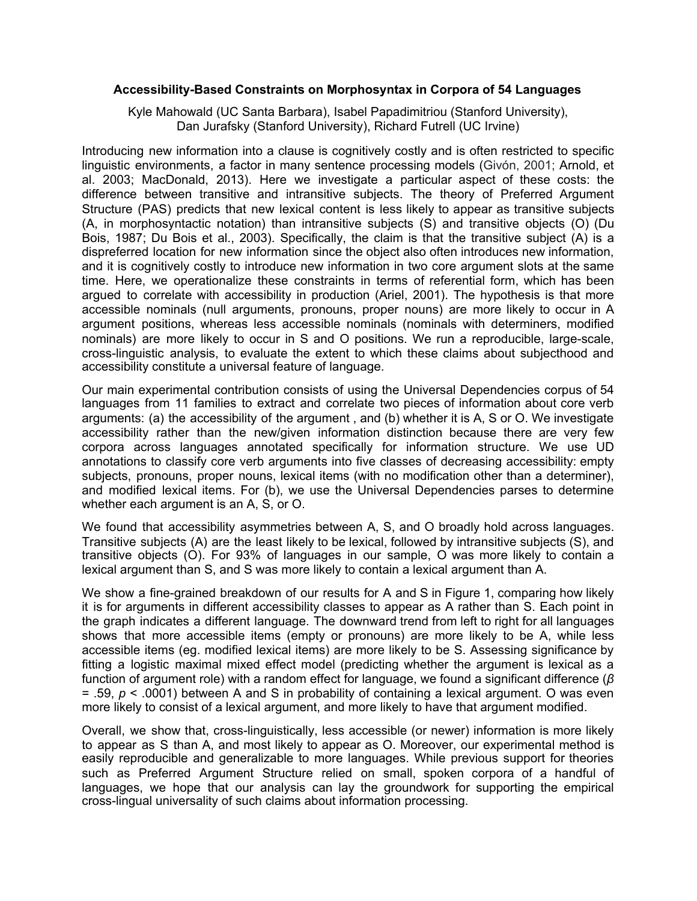# Accessibility-Based Constraints on Morphosyntax in Corpora of 54 Languages

Kyle Mahowald (UC Santa Barbara), Isabel Papadimitriou (Stanford University), Dan Jurafsky (Stanford University), Richard Futrell (UC Irvine)

Introducing new information into a clause is cognitively costly and is often restricted to specific linguistic environments, a factor in many sentence processing models (Givón, 2001; Arnold, et al. 2003; MacDonald, 2013). Here we investigate a particular aspect of these costs: the difference between transitive and intransitive subjects. The theory of Preferred Argument Structure (PAS) predicts that new lexical content is less likely to appear as transitive subjects (A, in morphosyntactic notation) than intransitive subjects (S) and transitive objects (O) (Du Bois, 1987; Du Bois et al., 2003). Specifically, the claim is that the transitive subject (A) is a dispreferred location for new information since the object also often introduces new information, and it is cognitively costly to introduce new information in two core argument slots at the same time. Here, we operationalize these constraints in terms of referential form, which has been argued to correlate with accessibility in production (Ariel, 2001). The hypothesis is that more accessible nominals (null arguments, pronouns, proper nouns) are more likely to occur in A argument positions, whereas less accessible nominals (nominals with determiners, modified nominals) are more likely to occur in S and O positions. We run a reproducible, large-scale, cross-linguistic analysis, to evaluate the extent to which these claims about subjecthood and accessibility constitute a universal feature of language.

Our main experimental contribution consists of using the Universal Dependencies corpus of 54 languages from 11 families to extract and correlate two pieces of information about core verb arguments: (a) the accessibility of the argument , and (b) whether it is A, S or O. We investigate accessibility rather than the new/given information distinction because there are very few corpora across languages annotated specifically for information structure. We use UD annotations to classify core verb arguments into five classes of decreasing accessibility: empty subjects, pronouns, proper nouns, lexical items (with no modification other than a determiner), and modified lexical items. For (b), we use the Universal Dependencies parses to determine whether each argument is an A, S, or O.

We found that accessibility asymmetries between A, S, and O broadly hold across languages. Transitive subjects (A) are the least likely to be lexical, followed by intransitive subjects (S), and transitive objects (O). For 93% of languages in our sample, O was more likely to contain a lexical argument than S, and S was more likely to contain a lexical argument than A.

We show a fine-grained breakdown of our results for A and S in Figure 1, comparing how likely it is for arguments in different accessibility classes to appear as A rather than S. Each point in the graph indicates a different language. The downward trend from left to right for all languages shows that more accessible items (empty or pronouns) are more likely to be A, while less accessible items (eg. modified lexical items) are more likely to be S. Assessing significance by fitting a logistic maximal mixed effect model (predicting whether the argument is lexical as a function of argument role) with a random effect for language, we found a significant difference ($\beta$ = .59, $p$ < .0001) between A and S in probability of containing a lexical argument. O was even more likely to consist of a lexical argument, and more likely to have that argument modified.

Overall, we show that, cross-linguistically, less accessible (or newer) information is more likely to appear as S than A, and most likely to appear as O. Moreover, our experimental method is easily reproducible and generalizable to more languages. While previous support for theories such as Preferred Argument Structure relied on small, spoken corpora of a handful of languages, we hope that our analysis can lay the groundwork for supporting the empirical cross-lingual universality of such claims about information processing.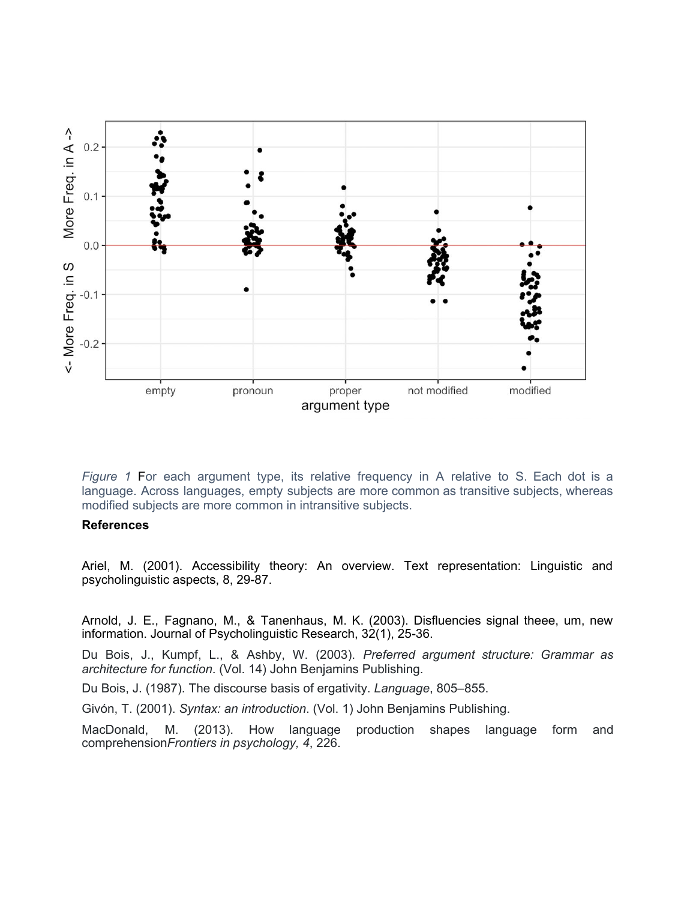More Freq. in A ->
<- More Freq. in S

0.2
0.1
0.0
-0.1
-0.2

empty
pronoun
proper
not modified
modified

argument type

*Figure 1* For each argument type, its relative frequency in A relative to S. Each dot is a language. Across languages, empty subjects are more common as transitive subjects, whereas modified subjects are more common in intransitive subjects.

**References**

Ariel, M. (2001). Accessibility theory: An overview. Text representation: Linguistic and psycholinguistic aspects, 8, 29-87.

Arnold, J. E., Fagnano, M., & Tanenhaus, M. K. (2003). Disfluencies signal theee, um, new information. Journal of Psycholinguistic Research, 32(1), 25-36.

Du Bois, J., Kumpf, L., & Ashby, W. (2003). *Preferred argument structure: Grammar as architecture for function*. (Vol. 14) John Benjamins Publishing.

Du Bois, J. (1987). The discourse basis of ergativity. *Language*, 805–855.

Givón, T. (2001). *Syntax: an introduction*. (Vol. 1) John Benjamins Publishing.

MacDonald, M. (2013). How language production shapes language form and comprehension*Frontiers in psychology, 4*, 226.